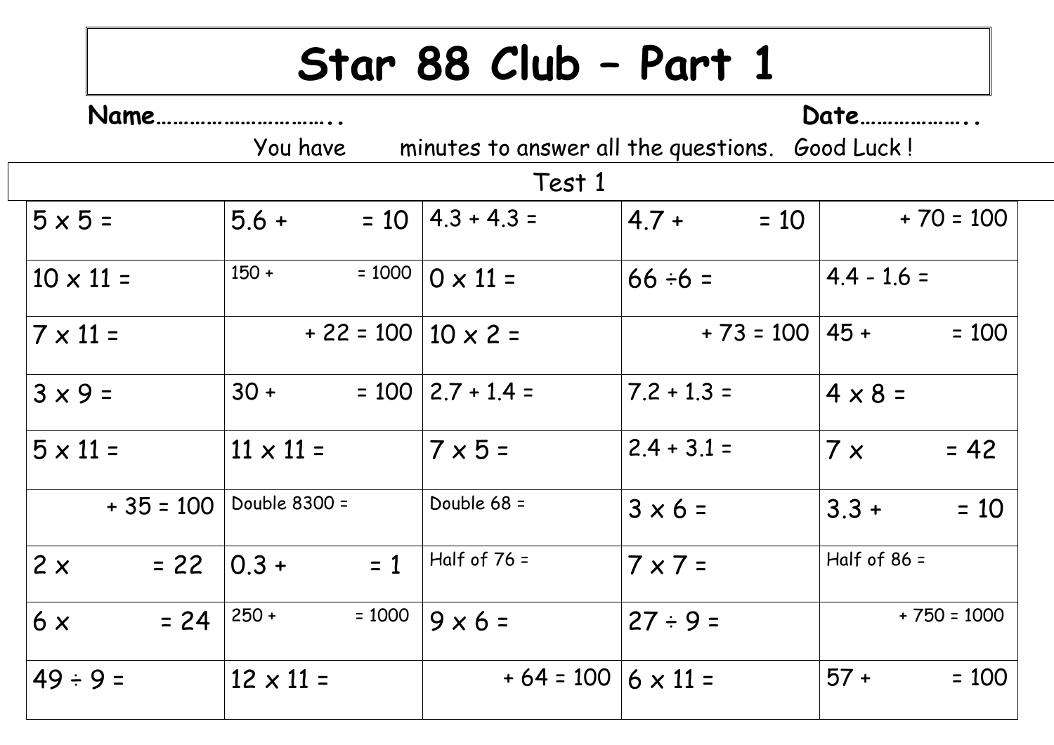# Star 88 Club – Part 1

**Name…………………………..** **Date………………..**

You have minutes to answer all the questions. Good Luck !

Test 1

| | | | | |
|---|---|---|---|---|
| 5 x 5 = | 5.6 + = 10 | 4.3 + 4.3 = | 4.7 + = 10 | + 70 = 100 |
| 10 x 11 = | 150 + = 1000 | 0 x 11 = | 66 ÷6 = | 4.4 - 1.6 = |
| 7 x 11 = | + 22 = 100 | 10 x 2 = | + 73 = 100 | 45 + = 100 |
| 3 x 9 = | 30 + = 100 | 2.7 + 1.4 = | 7.2 + 1.3 = | 4 x 8 = |
| 5 x 11 = | 11 x 11 = | 7 x 5 = | 2.4 + 3.1 = | 7 x = 42 |
| + 35 = 100 | Double 8300 = | Double 68 = | 3 x 6 = | 3.3 + = 10 |
| 2 x = 22 | 0.3 + = 1 | Half of 76 = | 7 x 7 = | Half of 86 = |
| 6 x = 24 | 250 + = 1000 | 9 x 6 = | 27 ÷ 9 = | + 750 = 1000 |
| 49 ÷ 9 = | 12 x 11 = | + 64 = 100 | 6 x 11 = | 57 + = 100 |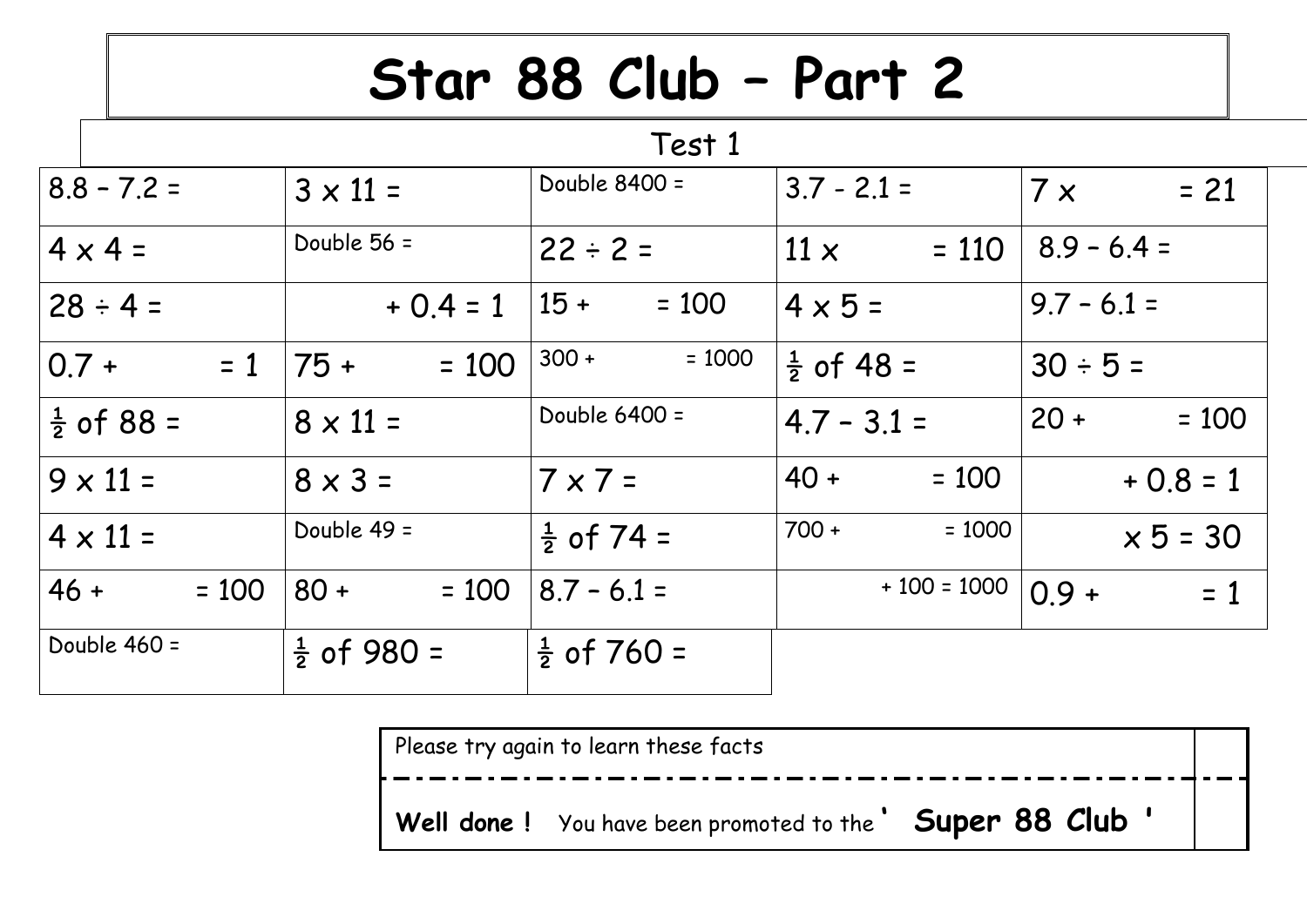# Star 88 Club – Part 2

## Test 1

| | | | | |
|---|---|---|---|---|
| 8.8 – 7.2 = | 3 x 11 = | Double 8400 = | 3.7 - 2.1 = | 7 x = 21 |
| 4 x 4 = | Double 56 = | 22 ÷ 2 = | 11 x = 110 | 8.9 – 6.4 = |
| 28 ÷ 4 = | + 0.4 = 1 | 15 + = 100 | 4 x 5 = | 9.7 – 6.1 = |
| 0.7 + = 1 | 75 + = 100 | 300 + = 1000 | ½ of 48 = | 30 ÷ 5 = |
| ½ of 88 = | 8 x 11 = | Double 6400 = | 4.7 – 3.1 = | 20 + = 100 |
| 9 x 11 = | 8 x 3 = | 7 x 7 = | 40 + = 100 | + 0.8 = 1 |
| 4 x 11 = | Double 49 = | ½ of 74 = | 700 + = 1000 | x 5 = 30 |
| 46 + = 100 | 80 + = 100 | 8.7 – 6.1 = | + 100 = 1000 | 0.9 + = 1 |
| Double 460 = | ½ of 980 = | ½ of 760 = | | |

| | |
|---|---|
| Please try again to learn these facts | |
| **Well done !** You have been promoted to the ' **Super 88 Club** ' | |